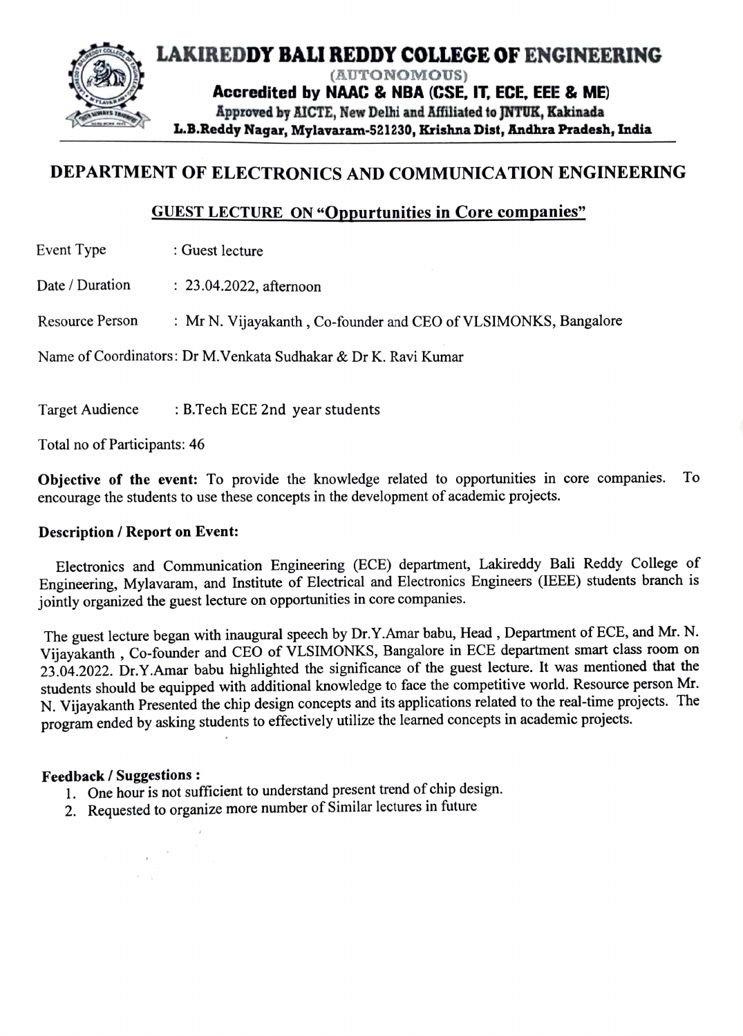# LAKIREDDY BALI REDDY COLLEGE OF ENGINEERING

(AUTONOMOUS)

**Accredited by NAAC & NBA (CSE, IT, ECE, EEE & ME)**

Approved by AICTE, New Delhi and Affiliated to JNTUK, Kakinada

L.B.Reddy Nagar, Mylavaram-521230, Krishna Dist, Andhra Pradesh, India

## DEPARTMENT OF ELECTRONICS AND COMMUNICATION ENGINEERING

### GUEST LECTURE ON "Oppurtunities in Core companies"

Event Type : Guest lecture

Date / Duration : 23.04.2022, afternoon

Resource Person : Mr N. Vijayakanth , Co-founder and CEO of VLSIMONKS, Bangalore

Name of Coordinators: Dr M.Venkata Sudhakar & Dr K. Ravi Kumar

Target Audience : B.Tech ECE 2nd year students

Total no of Participants: 46

**Objective of the event:** To provide the knowledge related to opportunities in core companies. To encourage the students to use these concepts in the development of academic projects.

**Description / Report on Event:**

Electronics and Communication Engineering (ECE) department, Lakireddy Bali Reddy College of Engineering, Mylavaram, and Institute of Electrical and Electronics Engineers (IEEE) students branch is jointly organized the guest lecture on opportunities in core companies.

The guest lecture began with inaugural speech by Dr.Y.Amar babu, Head , Department of ECE, and Mr. N. Vijayakanth , Co-founder and CEO of VLSIMONKS, Bangalore in ECE department smart class room on 23.04.2022. Dr.Y.Amar babu highlighted the significance of the guest lecture. It was mentioned that the students should be equipped with additional knowledge to face the competitive world. Resource person Mr. N. Vijayakanth Presented the chip design concepts and its applications related to the real-time projects. The program ended by asking students to effectively utilize the learned concepts in academic projects.

**Feedback / Suggestions :**

1. One hour is not sufficient to understand present trend of chip design.
2. Requested to organize more number of Similar lectures in future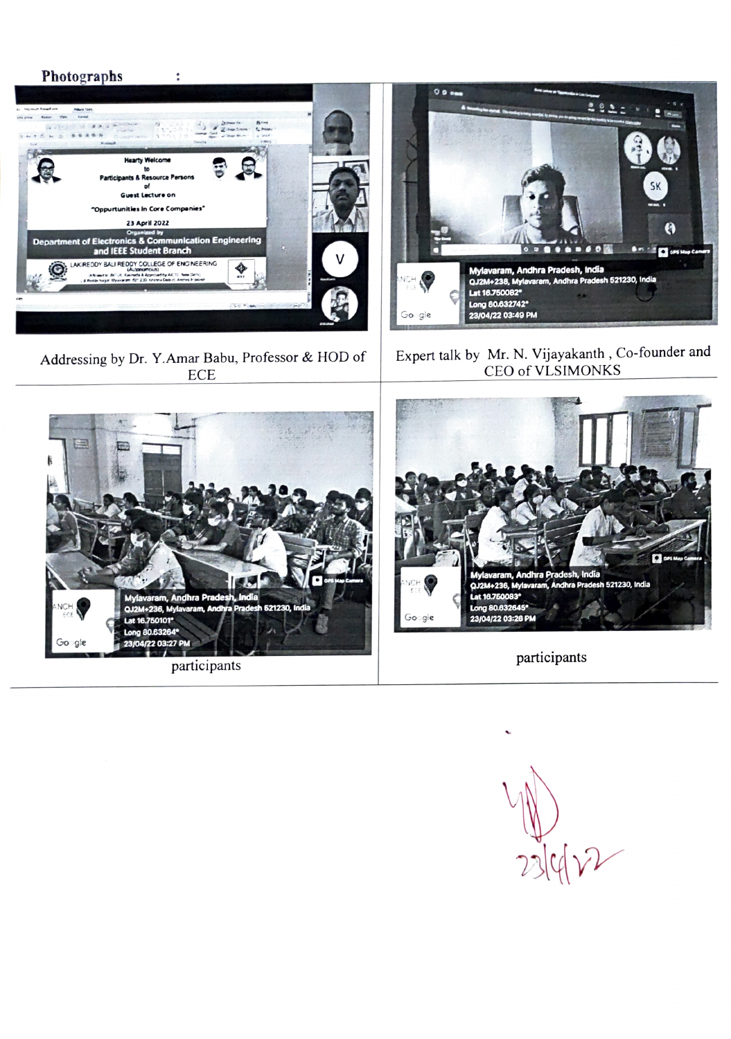**Photographs** :

| | |
|---|---|
| Addressing by Dr. Y.Amar Babu, Professor & HOD of ECE | Expert talk by Mr. N. Vijayakanth , Co-founder and CEO of VLSIMONKS |
| participants | participants |